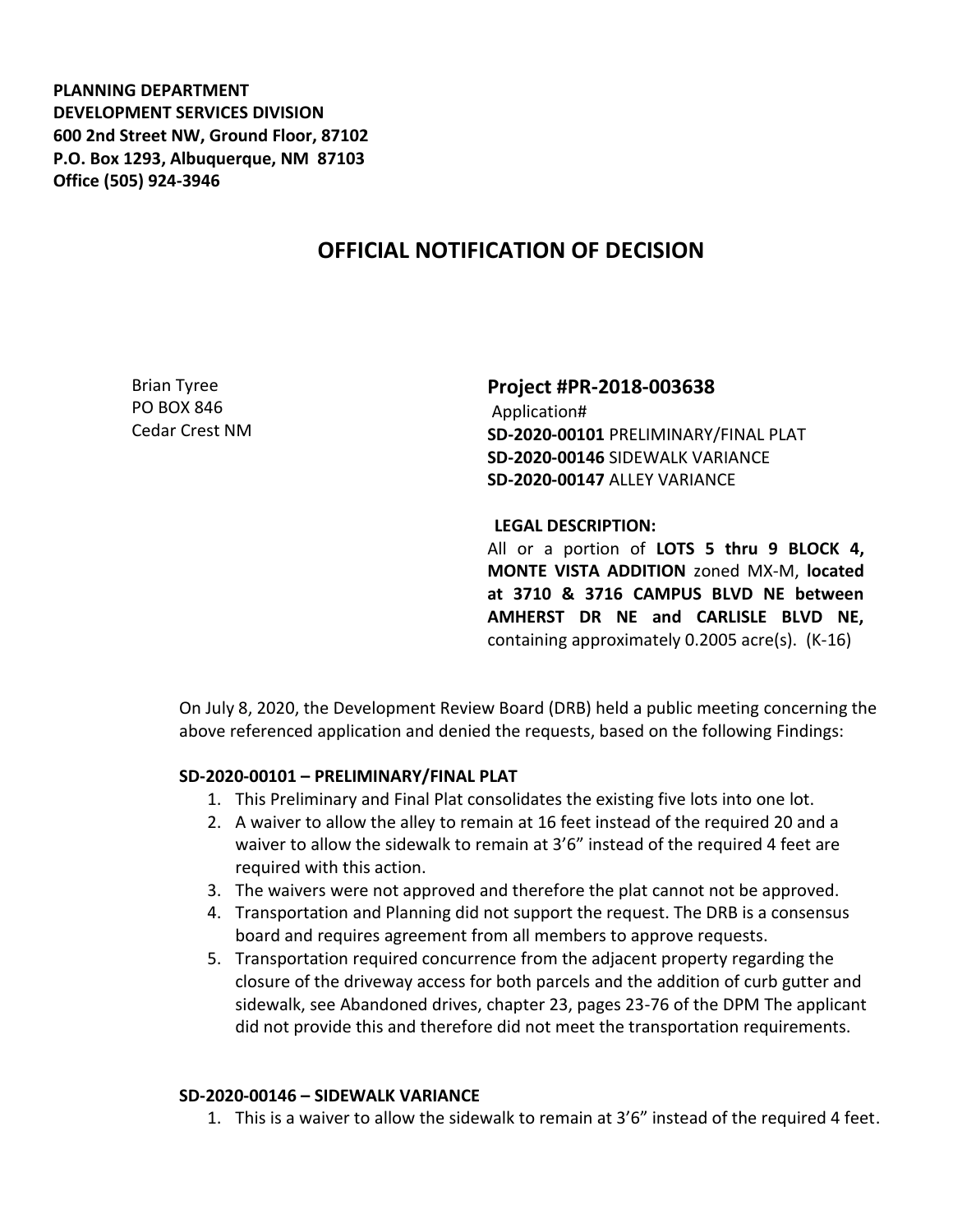**PLANNING DEPARTMENT**
**DEVELOPMENT SERVICES DIVISION**
**600 2nd Street NW, Ground Floor, 87102**
**P.O. Box 1293, Albuquerque, NM 87103**
**Office (505) 924-3946**

# OFFICIAL NOTIFICATION OF DECISION

Brian Tyree
PO BOX 846
Cedar Crest NM

**Project #PR-2018-003638**
Application#
**SD-2020-00101** PRELIMINARY/FINAL PLAT
**SD-2020-00146** SIDEWALK VARIANCE
**SD-2020-00147** ALLEY VARIANCE

**LEGAL DESCRIPTION:**
All or a portion of **LOTS 5 thru 9 BLOCK 4, MONTE VISTA ADDITION** zoned MX-M, **located at 3710 & 3716 CAMPUS BLVD NE between AMHERST DR NE and CARLISLE BLVD NE,** containing approximately 0.2005 acre(s). (K-16)

On July 8, 2020, the Development Review Board (DRB) held a public meeting concerning the above referenced application and denied the requests, based on the following Findings:

**SD-2020-00101 – PRELIMINARY/FINAL PLAT**

1. This Preliminary and Final Plat consolidates the existing five lots into one lot.
2. A waiver to allow the alley to remain at 16 feet instead of the required 20 and a waiver to allow the sidewalk to remain at 3'6" instead of the required 4 feet are required with this action.
3. The waivers were not approved and therefore the plat cannot not be approved.
4. Transportation and Planning did not support the request. The DRB is a consensus board and requires agreement from all members to approve requests.
5. Transportation required concurrence from the adjacent property regarding the closure of the driveway access for both parcels and the addition of curb gutter and sidewalk, see Abandoned drives, chapter 23, pages 23-76 of the DPM The applicant did not provide this and therefore did not meet the transportation requirements.

**SD-2020-00146 – SIDEWALK VARIANCE**

1. This is a waiver to allow the sidewalk to remain at 3'6" instead of the required 4 feet.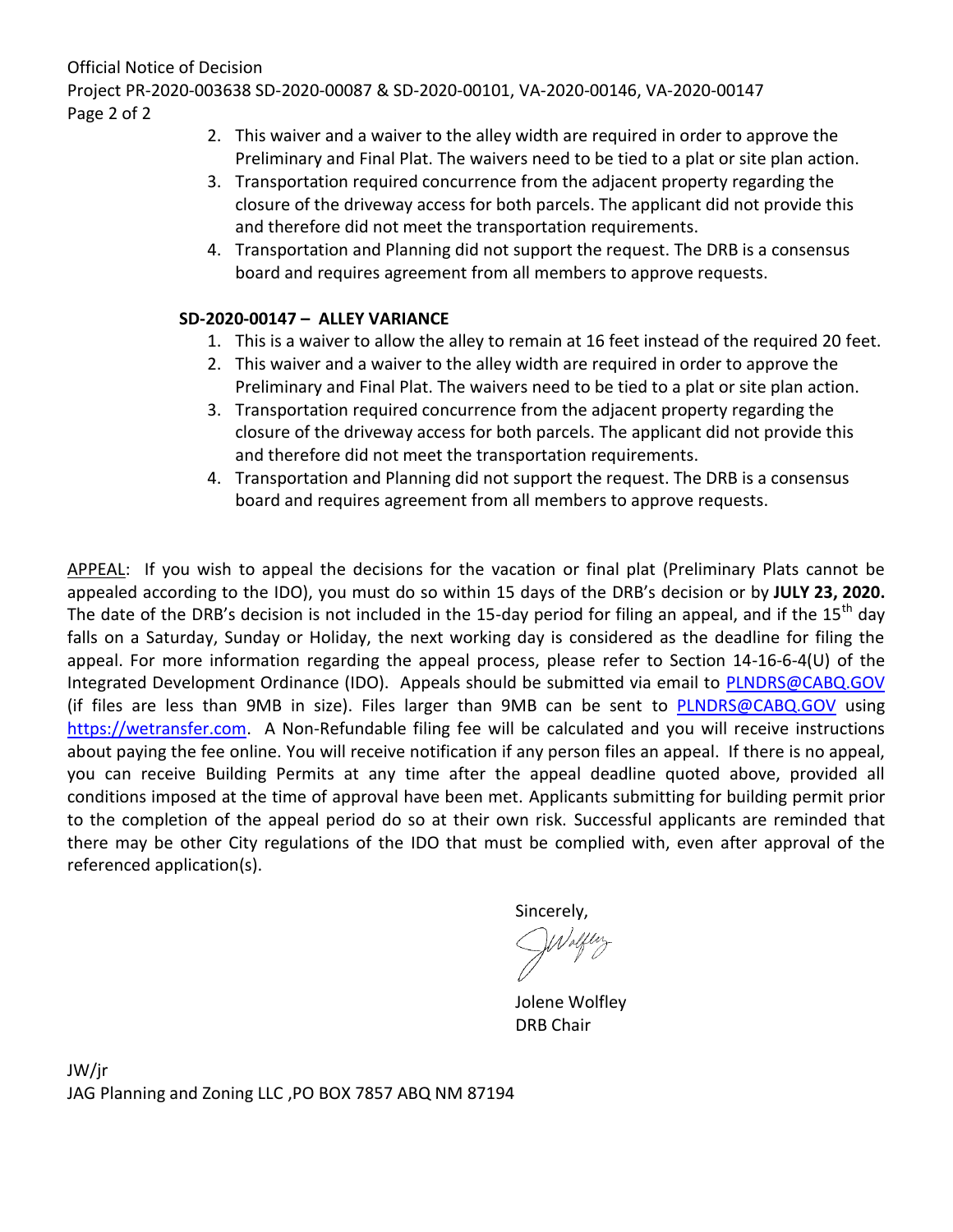2. This waiver and a waiver to the alley width are required in order to approve the Preliminary and Final Plat. The waivers need to be tied to a plat or site plan action.
3. Transportation required concurrence from the adjacent property regarding the closure of the driveway access for both parcels. The applicant did not provide this and therefore did not meet the transportation requirements.
4. Transportation and Planning did not support the request. The DRB is a consensus board and requires agreement from all members to approve requests.

**SD-2020-00147 – ALLEY VARIANCE**

1. This is a waiver to allow the alley to remain at 16 feet instead of the required 20 feet.
2. This waiver and a waiver to the alley width are required in order to approve the Preliminary and Final Plat. The waivers need to be tied to a plat or site plan action.
3. Transportation required concurrence from the adjacent property regarding the closure of the driveway access for both parcels. The applicant did not provide this and therefore did not meet the transportation requirements.
4. Transportation and Planning did not support the request. The DRB is a consensus board and requires agreement from all members to approve requests.

APPEAL: If you wish to appeal the decisions for the vacation or final plat (Preliminary Plats cannot be appealed according to the IDO), you must do so within 15 days of the DRB's decision or by **JULY 23, 2020.** The date of the DRB's decision is not included in the 15-day period for filing an appeal, and if the 15th day falls on a Saturday, Sunday or Holiday, the next working day is considered as the deadline for filing the appeal. For more information regarding the appeal process, please refer to Section 14-16-6-4(U) of the Integrated Development Ordinance (IDO). Appeals should be submitted via email to PLNDRS@CABQ.GOV (if files are less than 9MB in size). Files larger than 9MB can be sent to PLNDRS@CABQ.GOV using https://wetransfer.com. A Non-Refundable filing fee will be calculated and you will receive instructions about paying the fee online. You will receive notification if any person files an appeal. If there is no appeal, you can receive Building Permits at any time after the appeal deadline quoted above, provided all conditions imposed at the time of approval have been met. Applicants submitting for building permit prior to the completion of the appeal period do so at their own risk. Successful applicants are reminded that there may be other City regulations of the IDO that must be complied with, even after approval of the referenced application(s).

Sincerely,

Jolene Wolfley
DRB Chair

JW/jr
JAG Planning and Zoning LLC ,PO BOX 7857 ABQ NM 87194